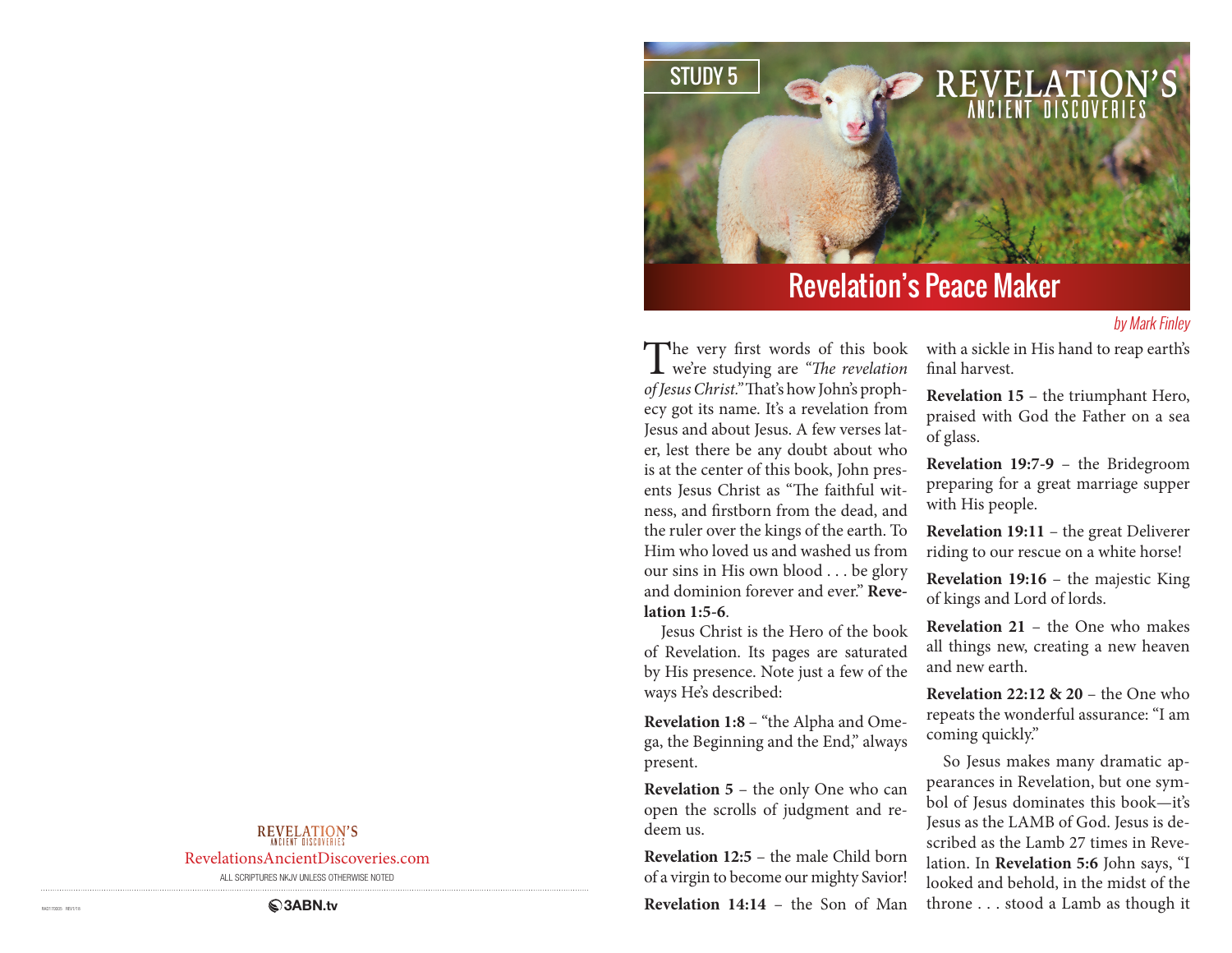STUDY 5

REVELATION'S ANCIENT DISCOVERIES

# Revelation's Peace Maker

*by Mark Finley*

The very first words of this book we're studying are *"The revelation of Jesus Christ."* That's how John's prophecy got its name. It's a revelation from Jesus and about Jesus. A few verses later, lest there be any doubt about who is at the center of this book, John presents Jesus Christ as "The faithful witness, and firstborn from the dead, and the ruler over the kings of the earth. To Him who loved us and washed us from our sins in His own blood . . . be glory and dominion forever and ever." **Revelation 1:5-6**.

Jesus Christ is the Hero of the book of Revelation. Its pages are saturated by His presence. Note just a few of the ways He's described:

**Revelation 1:8** – "the Alpha and Omega, the Beginning and the End," always present.

**Revelation 5** – the only One who can open the scrolls of judgment and redeem us.

**Revelation 12:5** – the male Child born of a virgin to become our mighty Savior!

**Revelation 14:14** – the Son of Man with a sickle in His hand to reap earth's final harvest.

**Revelation 15** – the triumphant Hero, praised with God the Father on a sea of glass.

**Revelation 19:7-9** – the Bridegroom preparing for a great marriage supper with His people.

**Revelation 19:11** – the great Deliverer riding to our rescue on a white horse!

**Revelation 19:16** – the majestic King of kings and Lord of lords.

**Revelation 21** – the One who makes all things new, creating a new heaven and new earth.

**Revelation 22:12 & 20** – the One who repeats the wonderful assurance: "I am coming quickly."

So Jesus makes many dramatic appearances in Revelation, but one symbol of Jesus dominates this book—it's Jesus as the LAMB of God. Jesus is described as the Lamb 27 times in Revelation. In **Revelation 5:6** John says, "I looked and behold, in the midst of the throne . . . stood a Lamb as though it

REVELATION'S ANCIENT DISCOVERIES

RevelationsAncientDiscoveries.com

ALL SCRIPTURES NKJV UNLESS OTHERWISE NOTED

3ABN.tv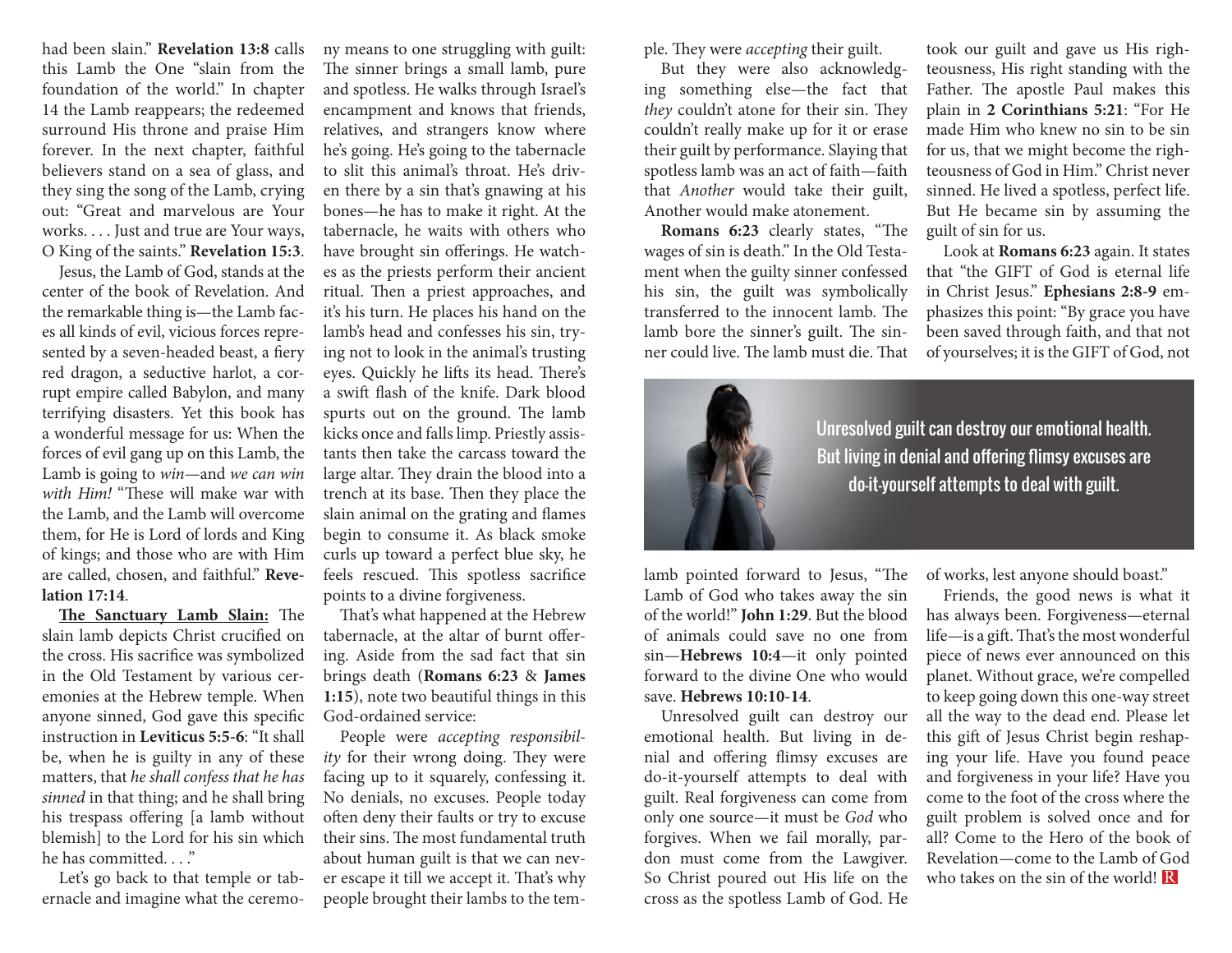had been slain." **Revelation 13:8** calls this Lamb the One "slain from the foundation of the world." In chapter 14 the Lamb reappears; the redeemed surround His throne and praise Him forever. In the next chapter, faithful believers stand on a sea of glass, and they sing the song of the Lamb, crying out: "Great and marvelous are Your works. . . . Just and true are Your ways, O King of the saints." **Revelation 15:3**.

Jesus, the Lamb of God, stands at the center of the book of Revelation. And the remarkable thing is—the Lamb faces all kinds of evil, vicious forces represented by a seven-headed beast, a fiery red dragon, a seductive harlot, a corrupt empire called Babylon, and many terrifying disasters. Yet this book has a wonderful message for us: When the forces of evil gang up on this Lamb, the Lamb is going to *win*—and *we can win with Him!* "These will make war with the Lamb, and the Lamb will overcome them, for He is Lord of lords and King of kings; and those who are with Him are called, chosen, and faithful." **Revelation 17:14**.

**The Sanctuary Lamb Slain:** The slain lamb depicts Christ crucified on the cross. His sacrifice was symbolized in the Old Testament by various ceremonies at the Hebrew temple. When anyone sinned, God gave this specific instruction in **Leviticus 5:5-6**: "It shall be, when he is guilty in any of these matters, that *he shall confess that he has sinned* in that thing; and he shall bring his trespass offering [a lamb without blemish] to the Lord for his sin which he has committed. . . ."

Let's go back to that temple or tabernacle and imagine what the ceremony means to one struggling with guilt: The sinner brings a small lamb, pure and spotless. He walks through Israel's encampment and knows that friends, relatives, and strangers know where he's going. He's going to the tabernacle to slit this animal's throat. He's driven there by a sin that's gnawing at his bones—he has to make it right. At the tabernacle, he waits with others who have brought sin offerings. He watches as the priests perform their ancient ritual. Then a priest approaches, and it's his turn. He places his hand on the lamb's head and confesses his sin, trying not to look in the animal's trusting eyes. Quickly he lifts its head. There's a swift flash of the knife. Dark blood spurts out on the ground. The lamb kicks once and falls limp. Priestly assistants then take the carcass toward the large altar. They drain the blood into a trench at its base. Then they place the slain animal on the grating and flames begin to consume it. As black smoke curls up toward a perfect blue sky, he feels rescued. This spotless sacrifice points to a divine forgiveness.

That's what happened at the Hebrew tabernacle, at the altar of burnt offering. Aside from the sad fact that sin brings death (**Romans 6:23** & **James 1:15**), note two beautiful things in this God-ordained service:

People were *accepting responsibility* for their wrong doing. They were facing up to it squarely, confessing it. No denials, no excuses. People today often deny their faults or try to excuse their sins. The most fundamental truth about human guilt is that we can never escape it till we accept it. That's why people brought their lambs to the temple. They were *accepting* their guilt.

But they were also acknowledging something else—the fact that *they* couldn't atone for their sin. They couldn't really make up for it or erase their guilt by performance. Slaying that spotless lamb was an act of faith—faith that *Another* would take their guilt, Another would make atonement.

**Romans 6:23** clearly states, "The wages of sin is death." In the Old Testament when the guilty sinner confessed his sin, the guilt was symbolically transferred to the innocent lamb. The lamb bore the sinner's guilt. The sinner could live. The lamb must die. That lamb pointed forward to Jesus, "The Lamb of God who takes away the sin of the world!" **John 1:29**. But the blood of animals could save no one from sin—**Hebrews 10:4**—it only pointed forward to the divine One who would save. **Hebrews 10:10-14**.

Unresolved guilt can destroy our emotional health. But living in denial and offering flimsy excuses are do-it-yourself attempts to deal with guilt. Real forgiveness can come from only one source—it must be *God* who forgives. When we fail morally, pardon must come from the Lawgiver. So Christ poured out His life on the cross as the spotless Lamb of God. He took our guilt and gave us His righteousness, His right standing with the Father. The apostle Paul makes this plain in **2 Corinthians 5:21**: "For He made Him who knew no sin to be sin for us, that we might become the righteousness of God in Him." Christ never sinned. He lived a spotless, perfect life. But He became sin by assuming the guilt of sin for us.

Look at **Romans 6:23** again. It states that "the GIFT of God is eternal life in Christ Jesus." **Ephesians 2:8-9** emphasizes this point: "By grace you have been saved through faith, and that not of yourselves; it is the GIFT of God, not of works, lest anyone should boast."

Unresolved guilt can destroy our emotional health. But living in denial and offering flimsy excuses are do-it-yourself attempts to deal with guilt.

Friends, the good news is what it has always been. Forgiveness—eternal life—is a gift. That's the most wonderful piece of news ever announced on this planet. Without grace, we're compelled to keep going down this one-way street all the way to the dead end. Please let this gift of Jesus Christ begin reshaping your life. Have you found peace and forgiveness in your life? Have you come to the foot of the cross where the guilt problem is solved once and for all? Come to the Hero of the book of Revelation—come to the Lamb of God who takes on the sin of the world!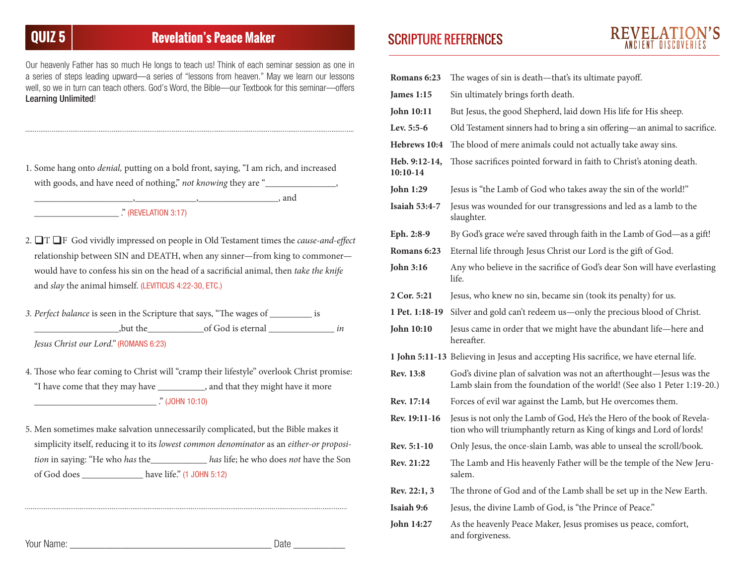## QUIZ 5 — Revelation's Peace Maker

Our heavenly Father has so much He longs to teach us! Think of each seminar session as one in a series of steps leading upward—a series of "lessons from heaven." May we learn our lessons well, so we in turn can teach others. God's Word, the Bible—our Textbook for this seminar—offers **Learning Unlimited**!

1. Some hang onto *denial,* putting on a bold front, saying, "I am rich, and increased with goods, and have need of nothing," *not knowing* they are "______________, ____________________,____________,________________, and ________________ ." (REVELATION 3:17)

2. ❑T ❑F God vividly impressed on people in Old Testament times the *cause-and-effect* relationship between SIN and DEATH, when any sinner—from king to commoner—would have to confess his sin on the head of a sacrificial animal, then *take the knife* and *slay* the animal himself. (LEVITICUS 4:22-30, ETC.)

3. *Perfect balance* is seen in the Scripture that says, "The wages of _________ is __________________,but the____________of God is eternal ______________ *in Jesus Christ our Lord."* (ROMANS 6:23)

4. Those who fear coming to Christ will "cramp their lifestyle" overlook Christ promise: "I have come that they may have __________, and that they might have it more __________________________ ." (JOHN 10:10)

5. Men sometimes make salvation unnecessarily complicated, but the Bible makes it simplicity itself, reducing it to its *lowest common denominator* as an *either-or proposition* in saying: "He who *has* the____________ *has* life; he who does *not* have the Son of God does _____________ have life." (1 JOHN 5:12)

Your Name: ________________________________________ Date __________

## SCRIPTURE REFERENCES

REVELATION'S ANCIENT DISCOVERIES

| | |
|---|---|
| **Romans 6:23** | The wages of sin is death—that's its ultimate payoff. |
| **James 1:15** | Sin ultimately brings forth death. |
| **John 10:11** | But Jesus, the good Shepherd, laid down His life for His sheep. |
| **Lev. 5:5-6** | Old Testament sinners had to bring a sin offering—an animal to sacrifice. |
| **Hebrews 10:4** | The blood of mere animals could not actually take away sins. |
| **Heb. 9:12-14, 10:10-14** | Those sacrifices pointed forward in faith to Christ's atoning death. |
| **John 1:29** | Jesus is "the Lamb of God who takes away the sin of the world!" |
| **Isaiah 53:4-7** | Jesus was wounded for our transgressions and led as a lamb to the slaughter. |
| **Eph. 2:8-9** | By God's grace we're saved through faith in the Lamb of God—as a gift! |
| **Romans 6:23** | Eternal life through Jesus Christ our Lord is the gift of God. |
| **John 3:16** | Any who believe in the sacrifice of God's dear Son will have everlasting life. |
| **2 Cor. 5:21** | Jesus, who knew no sin, became sin (took its penalty) for us. |
| **1 Pet. 1:18-19** | Silver and gold can't redeem us—only the precious blood of Christ. |
| **John 10:10** | Jesus came in order that we might have the abundant life—here and hereafter. |
| **1 John 5:11-13** | Believing in Jesus and accepting His sacrifice, we have eternal life. |
| **Rev. 13:8** | God's divine plan of salvation was not an afterthought—Jesus was the Lamb slain from the foundation of the world! (See also 1 Peter 1:19-20.) |
| **Rev. 17:14** | Forces of evil war against the Lamb, but He overcomes them. |
| **Rev. 19:11-16** | Jesus is not only the Lamb of God, He's the Hero of the book of Revelation who will triumphantly return as King of kings and Lord of lords! |
| **Rev. 5:1-10** | Only Jesus, the once-slain Lamb, was able to unseal the scroll/book. |
| **Rev. 21:22** | The Lamb and His heavenly Father will be the temple of the New Jerusalem. |
| **Rev. 22:1, 3** | The throne of God and of the Lamb shall be set up in the New Earth. |
| **Isaiah 9:6** | Jesus, the divine Lamb of God, is "the Prince of Peace." |
| **John 14:27** | As the heavenly Peace Maker, Jesus promises us peace, comfort, and forgiveness. |